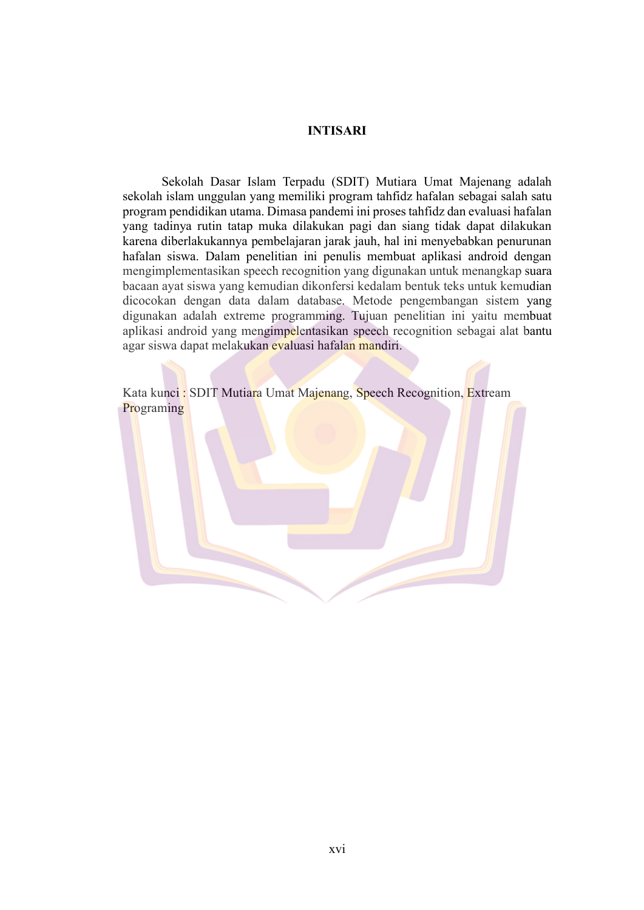# INTISARI

Sekolah Dasar Islam Terpadu (SDIT) Mutiara Umat Majenang adalah sekolah islam unggulan yang memiliki program tahfidz hafalan sebagai salah satu program pendidikan utama. Dimasa pandemi ini proses tahfidz dan evaluasi hafalan yang tadinya rutin tatap muka dilakukan pagi dan siang tidak dapat dilakukan karena diberlakukannya pembelajaran jarak jauh, hal ini menyebabkan penurunan hafalan siswa. Dalam penelitian ini penulis membuat aplikasi android dengan mengimplementasikan speech recognition yang digunakan untuk menangkap suara bacaan ayat siswa yang kemudian dikonfersi kedalam bentuk teks untuk kemudian dicocokan dengan data dalam database. Metode pengembangan sistem yang digunakan adalah extreme programming. Tujuan penelitian ini yaitu membuat aplikasi android yang mengimpelentasikan speech recognition sebagai alat bantu agar siswa dapat melakukan evaluasi hafalan mandiri.

Kata kunci : SDIT Mutiara Umat Majenang, Speech Recognition, Extream Programing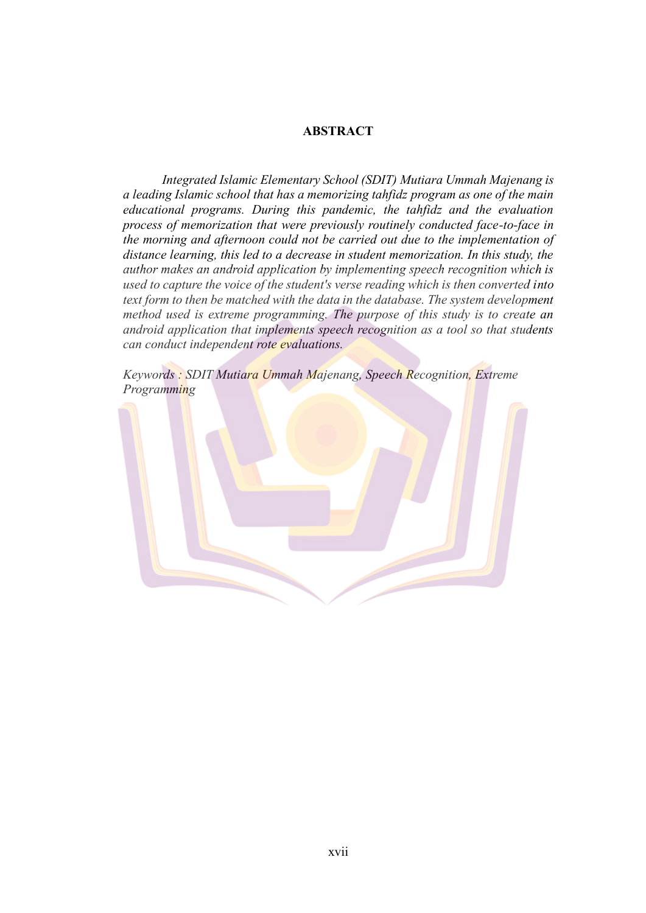# ABSTRACT

*Integrated Islamic Elementary School (SDIT) Mutiara Ummah Majenang is a leading Islamic school that has a memorizing tahfidz program as one of the main educational programs. During this pandemic, the tahfidz and the evaluation process of memorization that were previously routinely conducted face-to-face in the morning and afternoon could not be carried out due to the implementation of distance learning, this led to a decrease in student memorization. In this study, the author makes an android application by implementing speech recognition which is used to capture the voice of the student's verse reading which is then converted into text form to then be matched with the data in the database. The system development method used is extreme programming. The purpose of this study is to create an android application that implements speech recognition as a tool so that students can conduct independent rote evaluations.*

*Keywords : SDIT Mutiara Ummah Majenang, Speech Recognition, Extreme Programming*